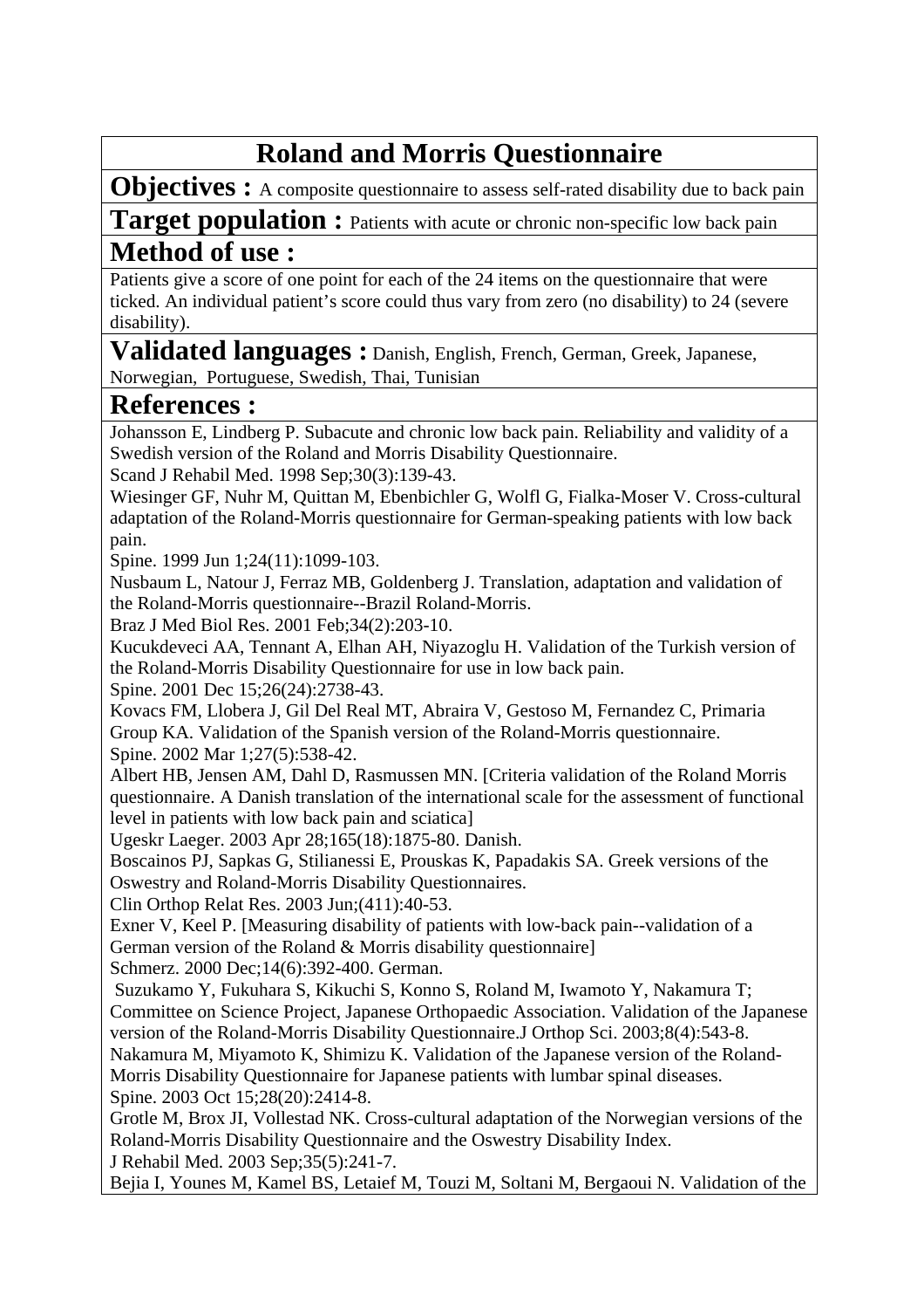# Roland and Morris Questionnaire

**Objectives :** A composite questionnaire to assess self-rated disability due to back pain

**Target population :** Patients with acute or chronic non-specific low back pain

## Method of use :

Patients give a score of one point for each of the 24 items on the questionnaire that were ticked. An individual patient's score could thus vary from zero (no disability) to 24 (severe disability).

**Validated languages :** Danish, English, French, German, Greek, Japanese, Norwegian, Portuguese, Swedish, Thai, Tunisian

## References :

Johansson E, Lindberg P. Subacute and chronic low back pain. Reliability and validity of a Swedish version of the Roland and Morris Disability Questionnaire.
Scand J Rehabil Med. 1998 Sep;30(3):139-43.

Wiesinger GF, Nuhr M, Quittan M, Ebenbichler G, Wolfl G, Fialka-Moser V. Cross-cultural adaptation of the Roland-Morris questionnaire for German-speaking patients with low back pain.
Spine. 1999 Jun 1;24(11):1099-103.

Nusbaum L, Natour J, Ferraz MB, Goldenberg J. Translation, adaptation and validation of the Roland-Morris questionnaire--Brazil Roland-Morris.
Braz J Med Biol Res. 2001 Feb;34(2):203-10.

Kucukdeveci AA, Tennant A, Elhan AH, Niyazoglu H. Validation of the Turkish version of the Roland-Morris Disability Questionnaire for use in low back pain.
Spine. 2001 Dec 15;26(24):2738-43.

Kovacs FM, Llobera J, Gil Del Real MT, Abraira V, Gestoso M, Fernandez C, Primaria Group KA. Validation of the Spanish version of the Roland-Morris questionnaire.
Spine. 2002 Mar 1;27(5):538-42.

Albert HB, Jensen AM, Dahl D, Rasmussen MN. [Criteria validation of the Roland Morris questionnaire. A Danish translation of the international scale for the assessment of functional level in patients with low back pain and sciatica]
Ugeskr Laeger. 2003 Apr 28;165(18):1875-80. Danish.

Boscainos PJ, Sapkas G, Stilianessi E, Prouskas K, Papadakis SA. Greek versions of the Oswestry and Roland-Morris Disability Questionnaires.
Clin Orthop Relat Res. 2003 Jun;(411):40-53.

Exner V, Keel P. [Measuring disability of patients with low-back pain--validation of a German version of the Roland & Morris disability questionnaire]
Schmerz. 2000 Dec;14(6):392-400. German.

Suzukamo Y, Fukuhara S, Kikuchi S, Konno S, Roland M, Iwamoto Y, Nakamura T; Committee on Science Project, Japanese Orthopaedic Association. Validation of the Japanese version of the Roland-Morris Disability Questionnaire.J Orthop Sci. 2003;8(4):543-8.

Nakamura M, Miyamoto K, Shimizu K. Validation of the Japanese version of the Roland-Morris Disability Questionnaire for Japanese patients with lumbar spinal diseases.
Spine. 2003 Oct 15;28(20):2414-8.

Grotle M, Brox JI, Vollestad NK. Cross-cultural adaptation of the Norwegian versions of the Roland-Morris Disability Questionnaire and the Oswestry Disability Index.
J Rehabil Med. 2003 Sep;35(5):241-7.

Bejia I, Younes M, Kamel BS, Letaief M, Touzi M, Soltani M, Bergaoui N. Validation of the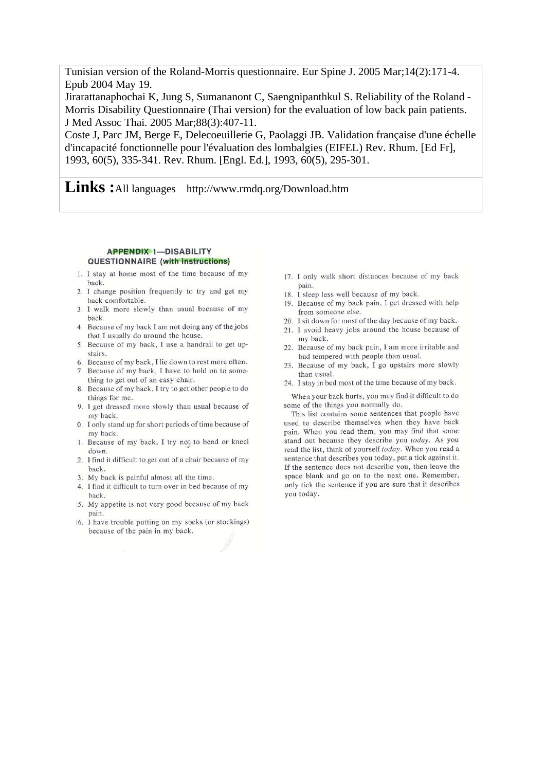Tunisian version of the Roland-Morris questionnaire. Eur Spine J. 2005 Mar;14(2):171-4. Epub 2004 May 19.

Jirarattanaphochai K, Jung S, Sumananont C, Saengnipanthkul S. Reliability of the Roland - Morris Disability Questionnaire (Thai version) for the evaluation of low back pain patients. J Med Assoc Thai. 2005 Mar;88(3):407-11.

Coste J, Parc JM, Berge E, Delecoeuillerie G, Paolaggi JB. Validation française d'une échelle d'incapacité fonctionnelle pour l'évaluation des lombalgies (EIFEL) Rev. Rhum. [Ed Fr], 1993, 60(5), 335-341. Rev. Rhum. [Engl. Ed.], 1993, 60(5), 295-301.

**Links :** All languages http://www.rmdq.org/Download.htm

## APPENDIX 1—DISABILITY QUESTIONNAIRE (with instructions)

1. I stay at home most of the time because of my back.
2. I change position frequently to try and get my back comfortable.
3. I walk more slowly than usual because of my back.
4. Because of my back I am not doing any of the jobs that I usually do around the house.
5. Because of my back, I use a handrail to get upstairs.
6. Because of my back, I lie down to rest more often.
7. Because of my back, I have to hold on to something to get out of an easy chair.
8. Because of my back, I try to get other people to do things for me.
9. I get dressed more slowly than usual because of my back.
10. I only stand up for short periods of time because of my back.
11. Because of my back, I try not to bend or kneel down.
12. I find it difficult to get out of a chair because of my back.
13. My back is painful almost all the time.
14. I find it difficult to turn over in bed because of my back.
15. My appetite is not very good because of my back pain.
16. I have trouble putting on my socks (or stockings) because of the pain in my back.
17. I only walk short distances because of my back pain.
18. I sleep less well because of my back.
19. Because of my back pain, I get dressed with help from someone else.
20. I sit down for most of the day because of my back.
21. I avoid heavy jobs around the house because of my back.
22. Because of my back pain, I am more irritable and bad tempered with people than usual.
23. Because of my back, I go upstairs more slowly than usual.
24. I stay in bed most of the time because of my back.

When your back hurts, you may find it difficult to do some of the things you normally do.

This list contains some sentences that people have used to describe themselves when they have back pain. When you read them, you may find that some stand out because they describe you *today*. As you read the list, think of yourself *today*. When you read a sentence that describes you today, put a tick against it. If the sentence does not describe you, then leave the space blank and go on to the next one. Remember, only tick the sentence if you are sure that it describes you today.